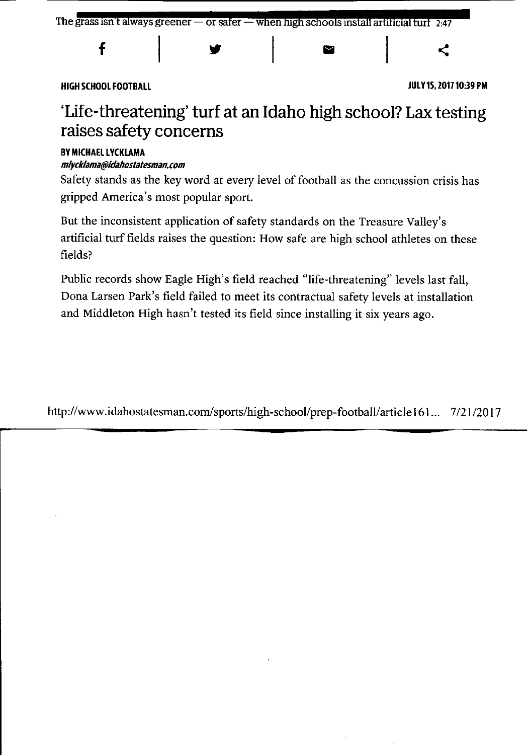The grass isn't always greener — or safer — when high schools install artificial turf 2:47

**HIGH SCHOOL FOOTBALL** **JULY 15, 2017 10:39 PM**

# 'Life-threatening' turf at an Idaho high school? Lax testing raises safety concerns

**BY MICHAEL LYCKLAMA**
***mlycklama@idahostatesman.com***

Safety stands as the key word at every level of football as the concussion crisis has gripped America's most popular sport.

But the inconsistent application of safety standards on the Treasure Valley's artificial turf fields raises the question: How safe are high school athletes on these fields?

Public records show Eagle High's field reached "life-threatening" levels last fall, Dona Larsen Park's field failed to meet its contractual safety levels at installation and Middleton High hasn't tested its field since installing it six years ago.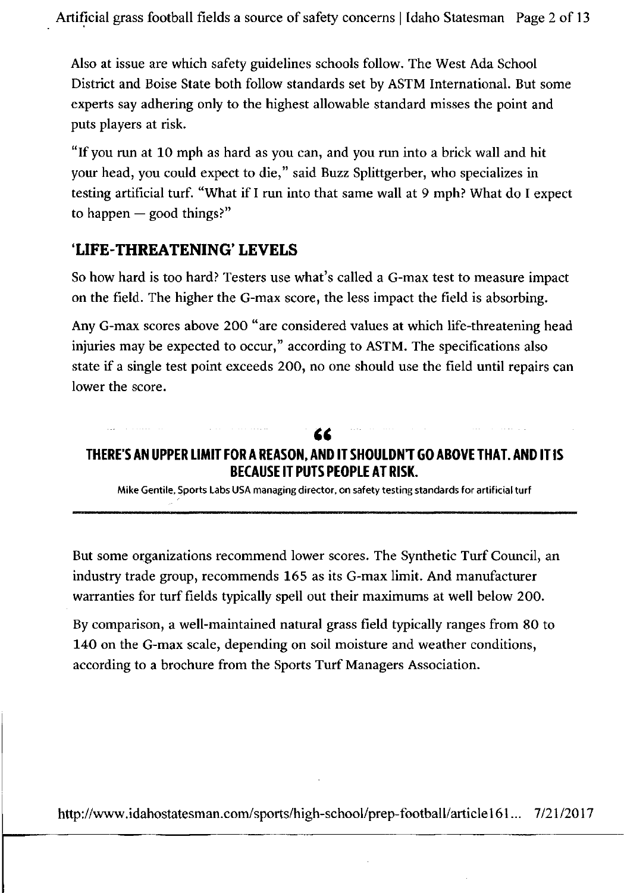Also at issue are which safety guidelines schools follow. The West Ada School District and Boise State both follow standards set by ASTM International. But some experts say adhering only to the highest allowable standard misses the point and puts players at risk.

"If you run at 10 mph as hard as you can, and you run into a brick wall and hit your head, you could expect to die," said Buzz Splittgerber, who specializes in testing artificial turf. "What if I run into that same wall at 9 mph? What do I expect to happen — good things?"

## 'LIFE-THREATENING' LEVELS

So how hard is too hard? Testers use what's called a G-max test to measure impact on the field. The higher the G-max score, the less impact the field is absorbing.

Any G-max scores above 200 "are considered values at which life-threatening head injuries may be expected to occur," according to ASTM. The specifications also state if a single test point exceeds 200, no one should use the field until repairs can lower the score.

> **"THERE'S AN UPPER LIMIT FOR A REASON, AND IT SHOULDN'T GO ABOVE THAT. AND IT IS BECAUSE IT PUTS PEOPLE AT RISK.**
>
> Mike Gentile, Sports Labs USA managing director, on safety testing standards for artificial turf

But some organizations recommend lower scores. The Synthetic Turf Council, an industry trade group, recommends 165 as its G-max limit. And manufacturer warranties for turf fields typically spell out their maximums at well below 200.

By comparison, a well-maintained natural grass field typically ranges from 80 to 140 on the G-max scale, depending on soil moisture and weather conditions, according to a brochure from the Sports Turf Managers Association.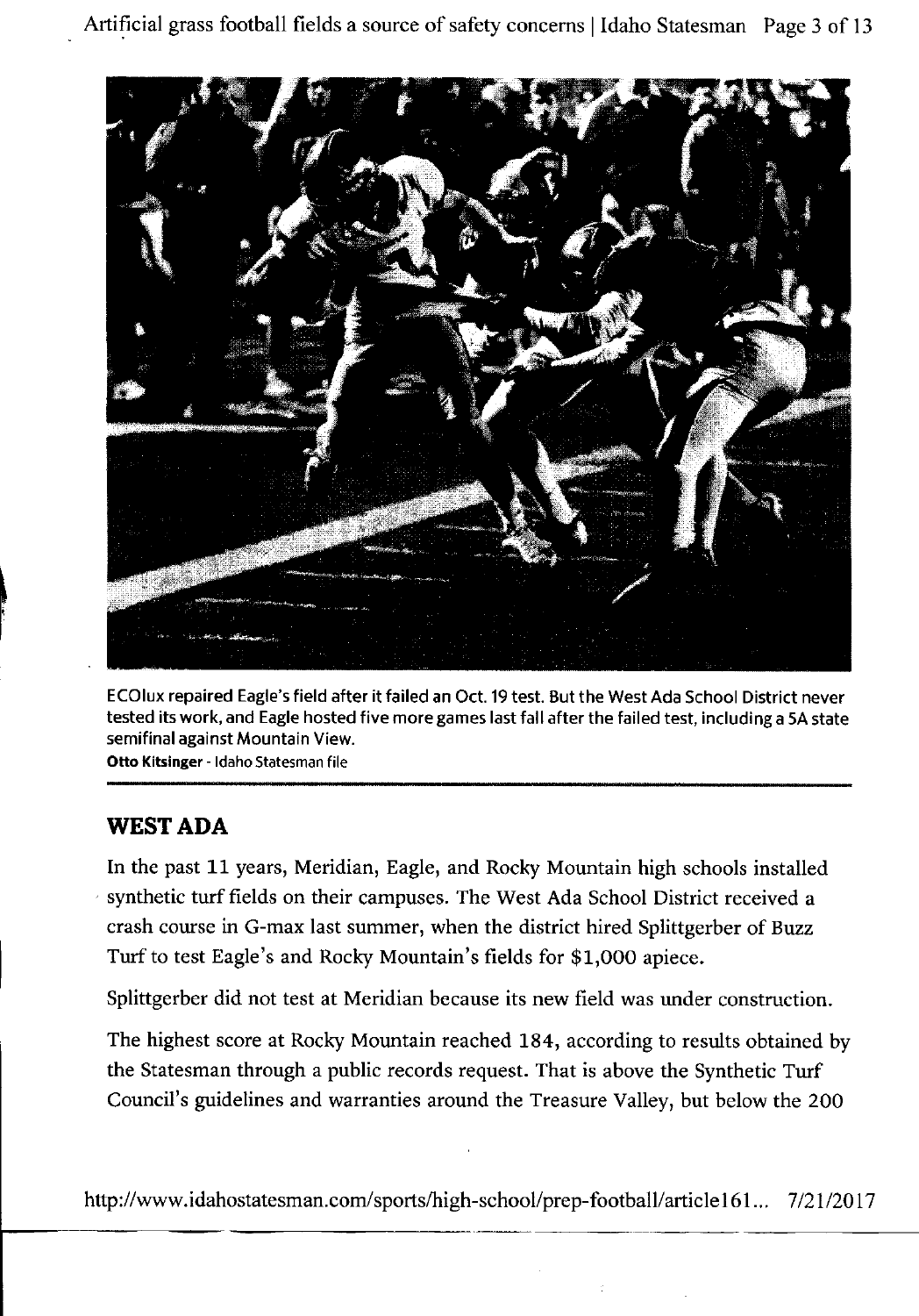ECOlux repaired Eagle's field after it failed an Oct. 19 test. But the West Ada School District never tested its work, and Eagle hosted five more games last fall after the failed test, including a 5A state semifinal against Mountain View.
**Otto Kitsinger** - Idaho Statesman file

## WEST ADA

In the past 11 years, Meridian, Eagle, and Rocky Mountain high schools installed synthetic turf fields on their campuses. The West Ada School District received a crash course in G-max last summer, when the district hired Splittgerber of Buzz Turf to test Eagle's and Rocky Mountain's fields for $1,000 apiece.

Splittgerber did not test at Meridian because its new field was under construction.

The highest score at Rocky Mountain reached 184, according to results obtained by the Statesman through a public records request. That is above the Synthetic Turf Council's guidelines and warranties around the Treasure Valley, but below the 200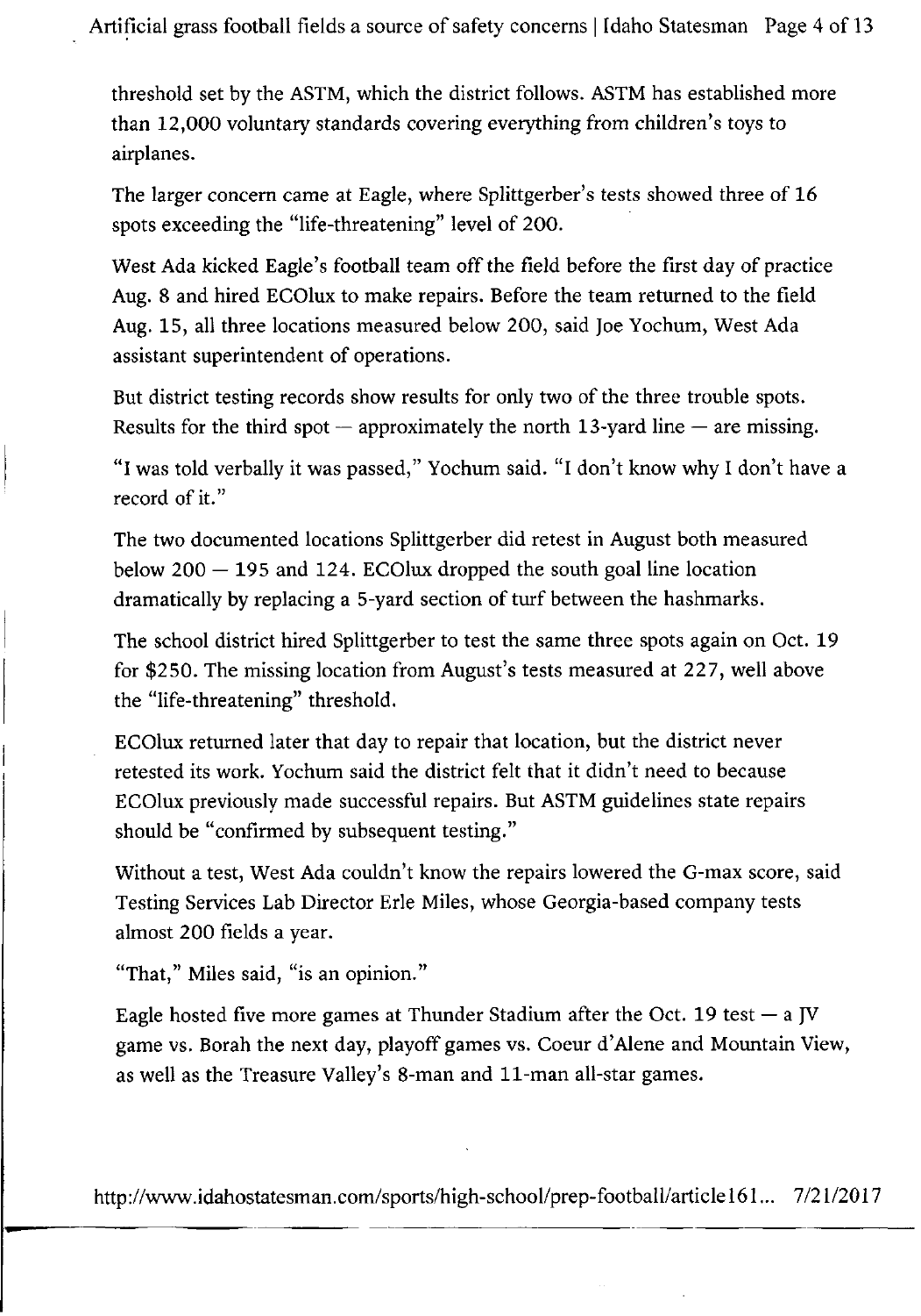threshold set by the ASTM, which the district follows. ASTM has established more than 12,000 voluntary standards covering everything from children's toys to airplanes.

The larger concern came at Eagle, where Splittgerber's tests showed three of 16 spots exceeding the "life-threatening" level of 200.

West Ada kicked Eagle's football team off the field before the first day of practice Aug. 8 and hired ECOlux to make repairs. Before the team returned to the field Aug. 15, all three locations measured below 200, said Joe Yochum, West Ada assistant superintendent of operations.

But district testing records show results for only two of the three trouble spots. Results for the third spot — approximately the north 13-yard line — are missing.

"I was told verbally it was passed," Yochum said. "I don't know why I don't have a record of it."

The two documented locations Splittgerber did retest in August both measured below 200 — 195 and 124. ECOlux dropped the south goal line location dramatically by replacing a 5-yard section of turf between the hashmarks.

The school district hired Splittgerber to test the same three spots again on Oct. 19 for $250. The missing location from August's tests measured at 227, well above the "life-threatening" threshold.

ECOlux returned later that day to repair that location, but the district never retested its work. Yochum said the district felt that it didn't need to because ECOlux previously made successful repairs. But ASTM guidelines state repairs should be "confirmed by subsequent testing."

Without a test, West Ada couldn't know the repairs lowered the G-max score, said Testing Services Lab Director Erle Miles, whose Georgia-based company tests almost 200 fields a year.

"That," Miles said, "is an opinion."

Eagle hosted five more games at Thunder Stadium after the Oct. 19 test — a JV game vs. Borah the next day, playoff games vs. Coeur d'Alene and Mountain View, as well as the Treasure Valley's 8-man and 11-man all-star games.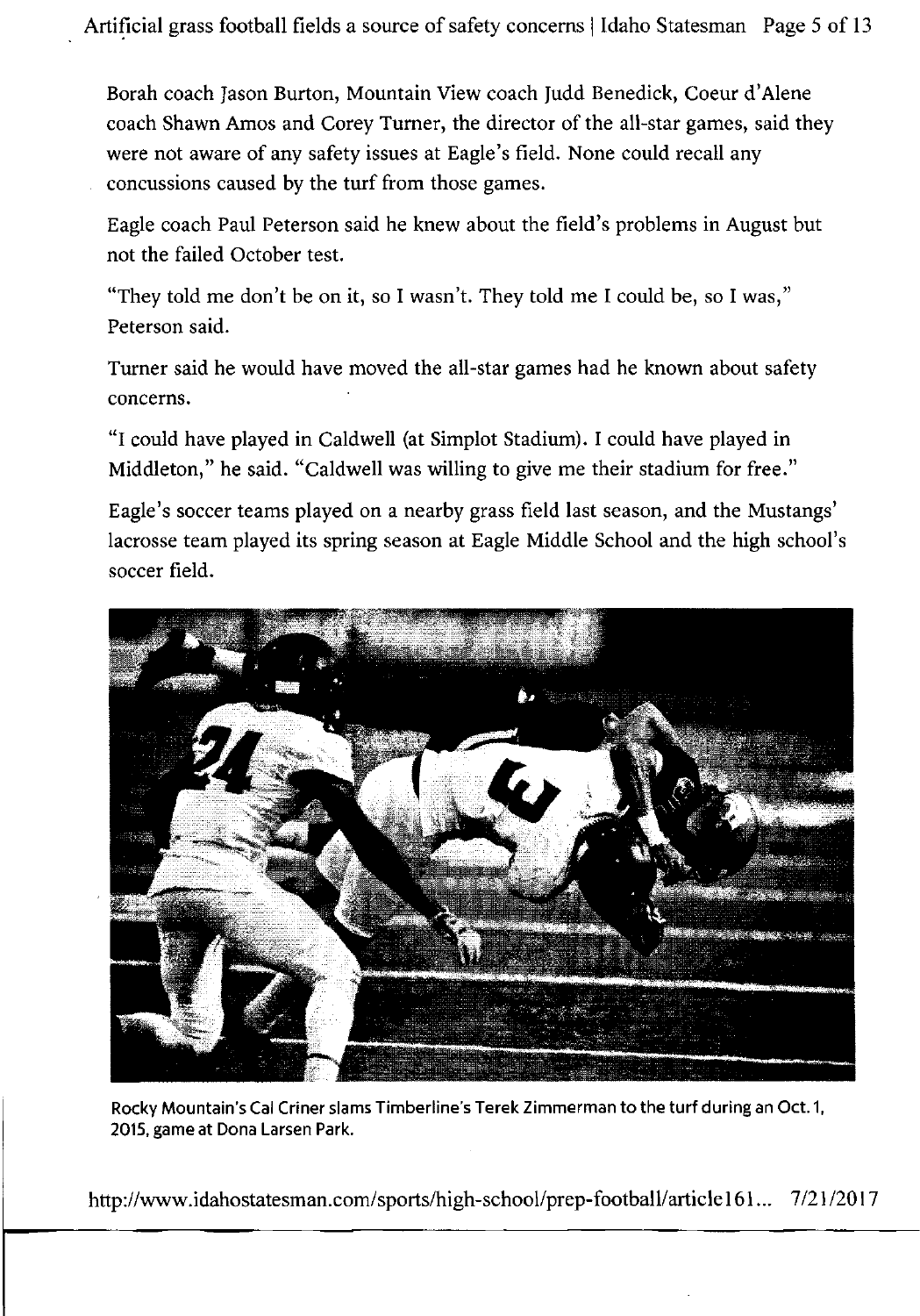Borah coach Jason Burton, Mountain View coach Judd Benedick, Coeur d'Alene coach Shawn Amos and Corey Turner, the director of the all-star games, said they were not aware of any safety issues at Eagle's field. None could recall any concussions caused by the turf from those games.

Eagle coach Paul Peterson said he knew about the field's problems in August but not the failed October test.

"They told me don't be on it, so I wasn't. They told me I could be, so I was," Peterson said.

Turner said he would have moved the all-star games had he known about safety concerns.

"I could have played in Caldwell (at Simplot Stadium). I could have played in Middleton," he said. "Caldwell was willing to give me their stadium for free."

Eagle's soccer teams played on a nearby grass field last season, and the Mustangs' lacrosse team played its spring season at Eagle Middle School and the high school's soccer field.

Rocky Mountain's Cal Criner slams Timberline's Terek Zimmerman to the turf during an Oct. 1, 2015, game at Dona Larsen Park.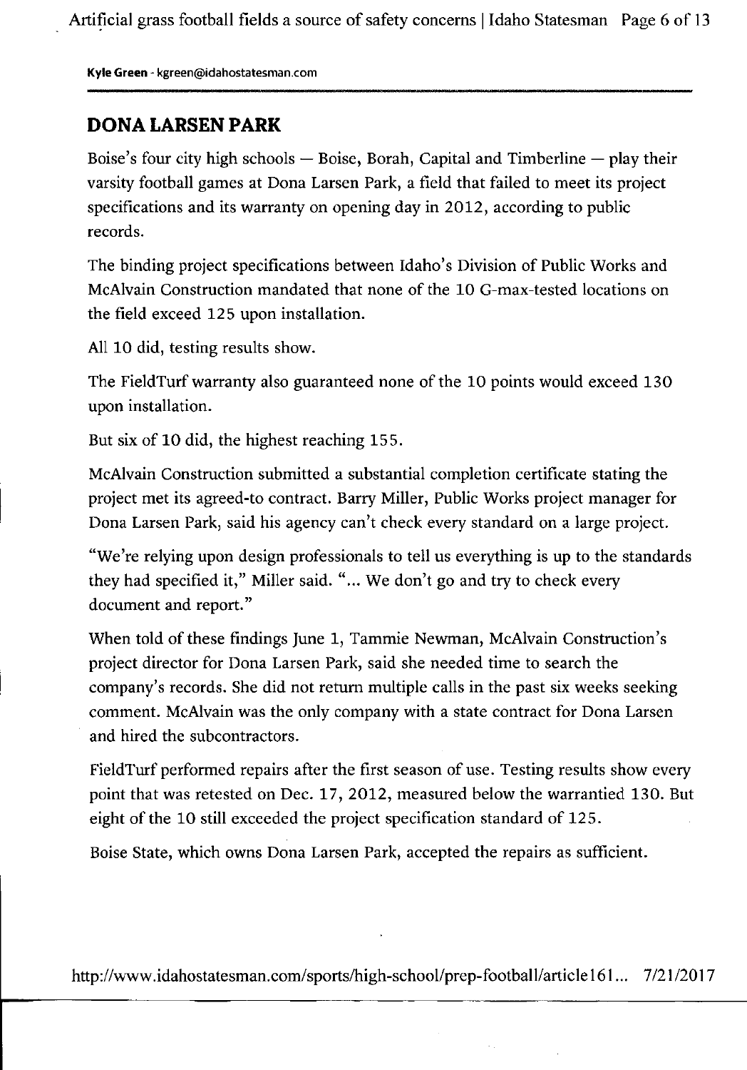**Kyle Green** - kgreen@idahostatesman.com

## DONA LARSEN PARK

Boise's four city high schools — Boise, Borah, Capital and Timberline — play their varsity football games at Dona Larsen Park, a field that failed to meet its project specifications and its warranty on opening day in 2012, according to public records.

The binding project specifications between Idaho's Division of Public Works and McAlvain Construction mandated that none of the 10 G-max-tested locations on the field exceed 125 upon installation.

All 10 did, testing results show.

The FieldTurf warranty also guaranteed none of the 10 points would exceed 130 upon installation.

But six of 10 did, the highest reaching 155.

McAlvain Construction submitted a substantial completion certificate stating the project met its agreed-to contract. Barry Miller, Public Works project manager for Dona Larsen Park, said his agency can't check every standard on a large project.

"We're relying upon design professionals to tell us everything is up to the standards they had specified it," Miller said. "... We don't go and try to check every document and report."

When told of these findings June 1, Tammie Newman, McAlvain Construction's project director for Dona Larsen Park, said she needed time to search the company's records. She did not return multiple calls in the past six weeks seeking comment. McAlvain was the only company with a state contract for Dona Larsen and hired the subcontractors.

FieldTurf performed repairs after the first season of use. Testing results show every point that was retested on Dec. 17, 2012, measured below the warrantied 130. But eight of the 10 still exceeded the project specification standard of 125.

Boise State, which owns Dona Larsen Park, accepted the repairs as sufficient.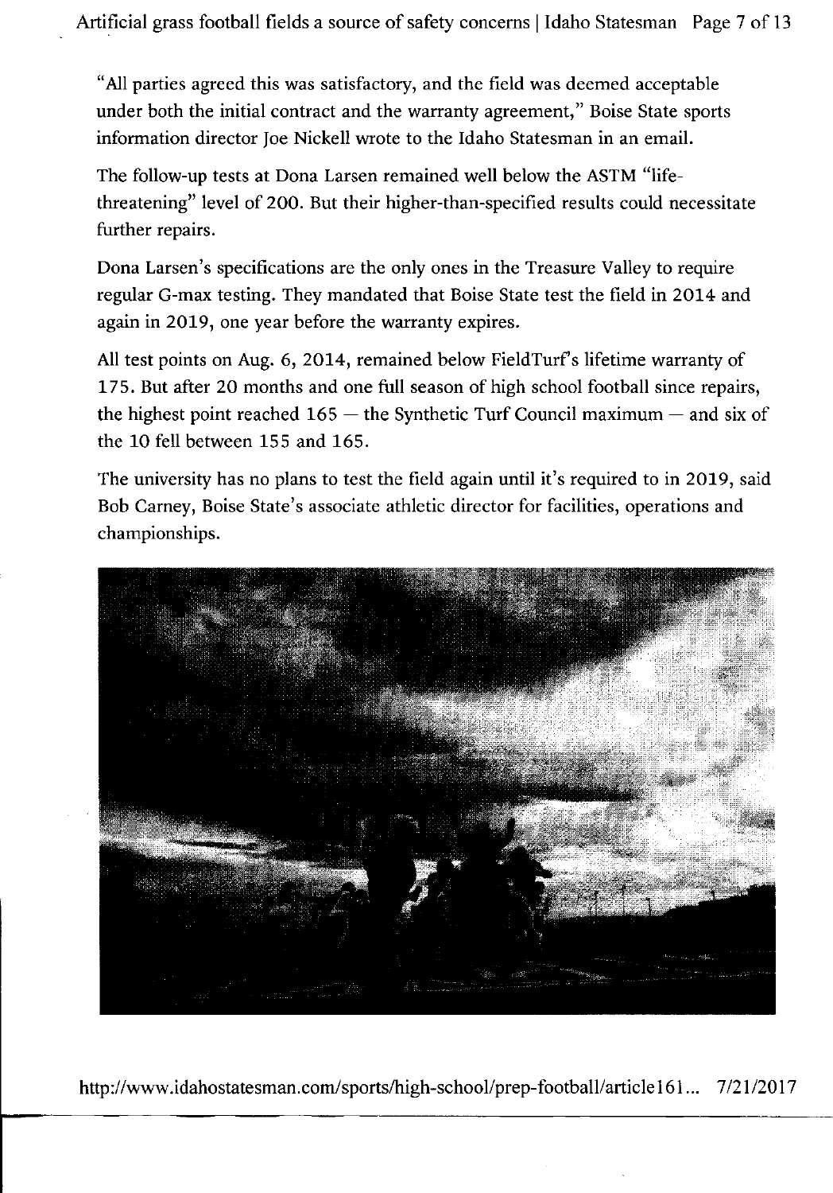"All parties agreed this was satisfactory, and the field was deemed acceptable under both the initial contract and the warranty agreement," Boise State sports information director Joe Nickell wrote to the Idaho Statesman in an email.

The follow-up tests at Dona Larsen remained well below the ASTM "life-threatening" level of 200. But their higher-than-specified results could necessitate further repairs.

Dona Larsen's specifications are the only ones in the Treasure Valley to require regular G-max testing. They mandated that Boise State test the field in 2014 and again in 2019, one year before the warranty expires.

All test points on Aug. 6, 2014, remained below FieldTurf's lifetime warranty of 175. But after 20 months and one full season of high school football since repairs, the highest point reached 165 — the Synthetic Turf Council maximum — and six of the 10 fell between 155 and 165.

The university has no plans to test the field again until it's required to in 2019, said Bob Carney, Boise State's associate athletic director for facilities, operations and championships.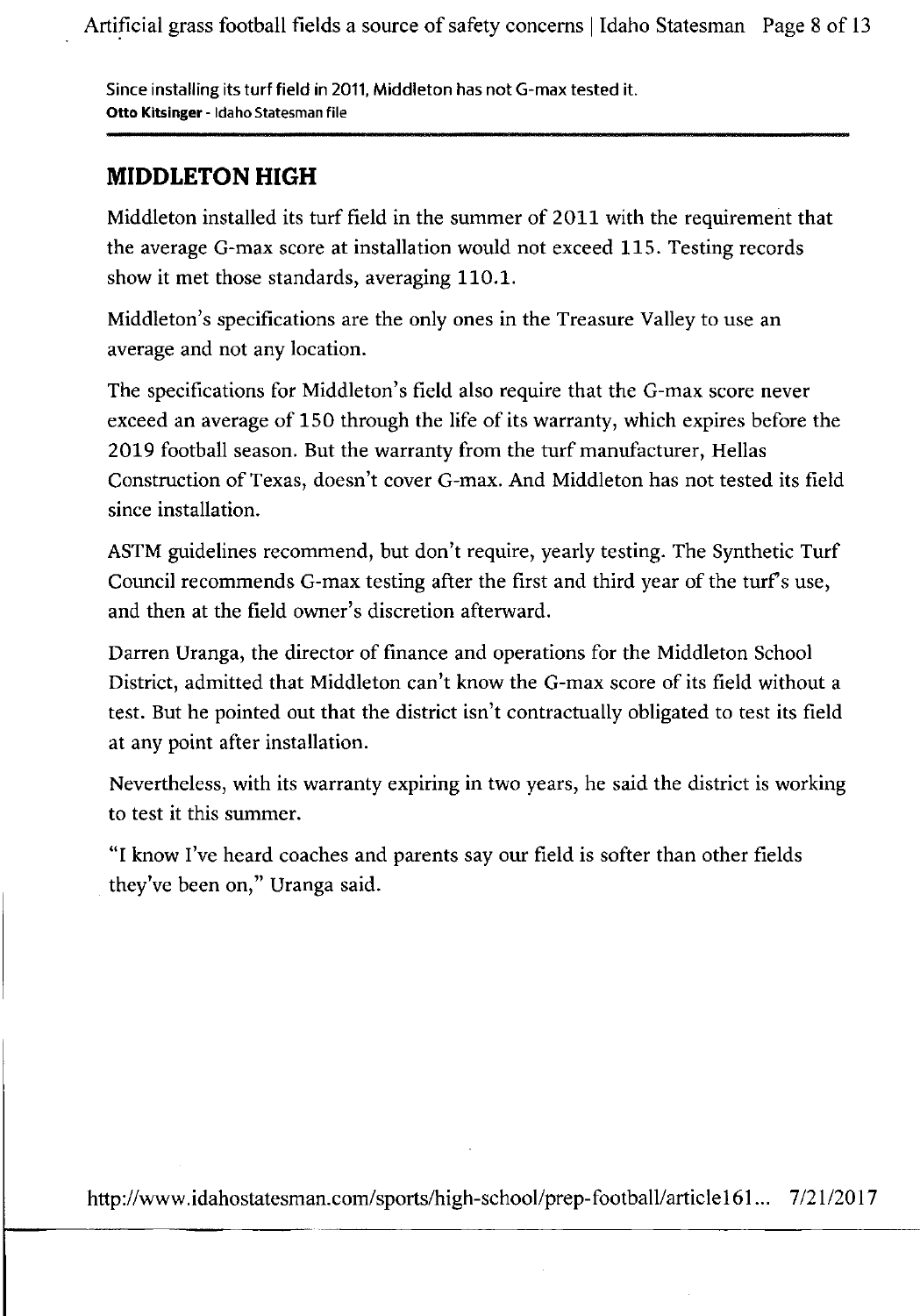Since installing its turf field in 2011, Middleton has not G-max tested it.
**Otto Kitsinger** - Idaho Statesman file

## MIDDLETON HIGH

Middleton installed its turf field in the summer of 2011 with the requirement that the average G-max score at installation would not exceed 115. Testing records show it met those standards, averaging 110.1.

Middleton's specifications are the only ones in the Treasure Valley to use an average and not any location.

The specifications for Middleton's field also require that the G-max score never exceed an average of 150 through the life of its warranty, which expires before the 2019 football season. But the warranty from the turf manufacturer, Hellas Construction of Texas, doesn't cover G-max. And Middleton has not tested its field since installation.

ASTM guidelines recommend, but don't require, yearly testing. The Synthetic Turf Council recommends G-max testing after the first and third year of the turf's use, and then at the field owner's discretion afterward.

Darren Uranga, the director of finance and operations for the Middleton School District, admitted that Middleton can't know the G-max score of its field without a test. But he pointed out that the district isn't contractually obligated to test its field at any point after installation.

Nevertheless, with its warranty expiring in two years, he said the district is working to test it this summer.

"I know I've heard coaches and parents say our field is softer than other fields they've been on," Uranga said.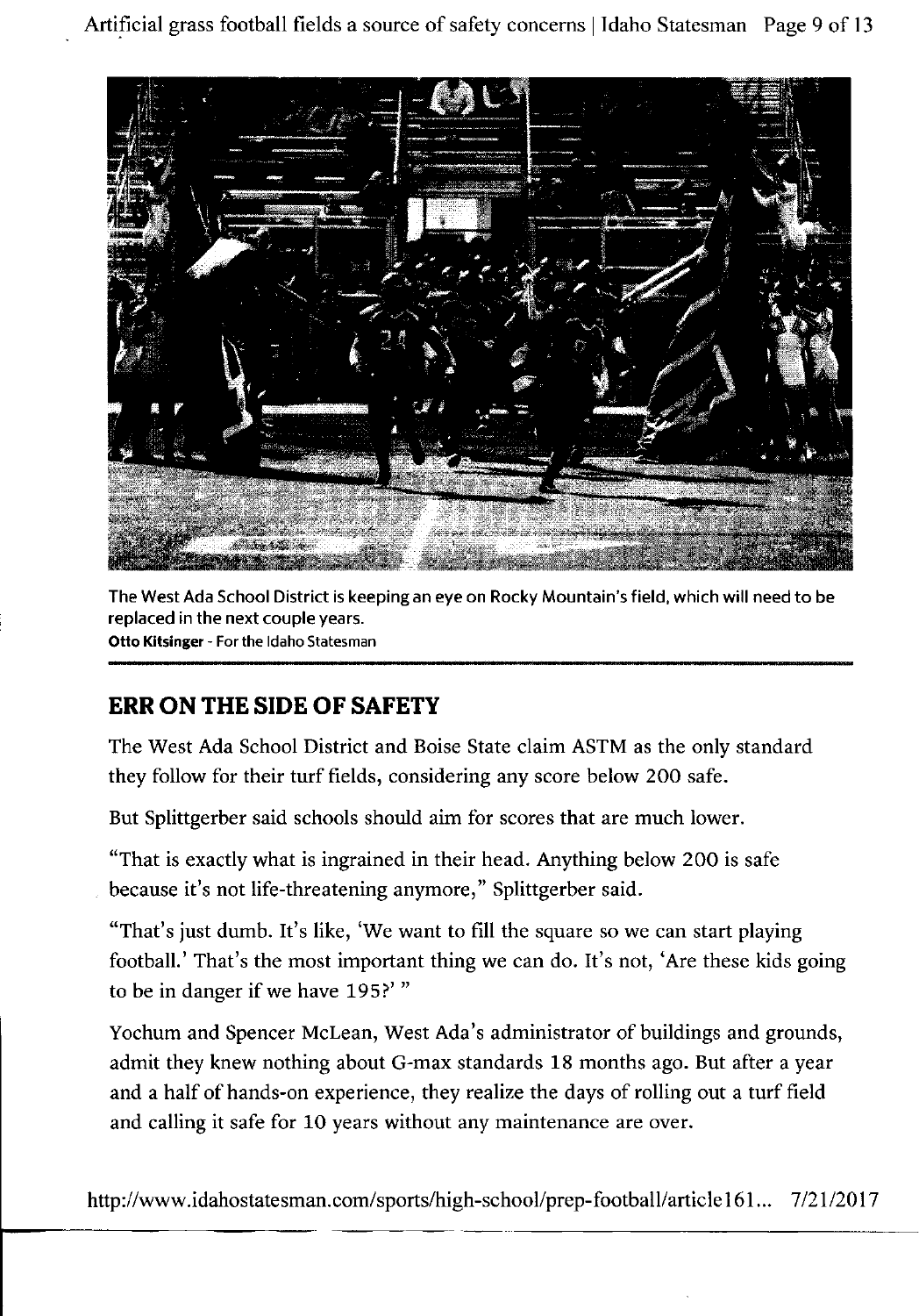The West Ada School District is keeping an eye on Rocky Mountain's field, which will need to be replaced in the next couple years.

**Otto Kitsinger** - For the Idaho Statesman

## ERR ON THE SIDE OF SAFETY

The West Ada School District and Boise State claim ASTM as the only standard they follow for their turf fields, considering any score below 200 safe.

But Splittgerber said schools should aim for scores that are much lower.

"That is exactly what is ingrained in their head. Anything below 200 is safe because it's not life-threatening anymore," Splittgerber said.

"That's just dumb. It's like, 'We want to fill the square so we can start playing football.' That's the most important thing we can do. It's not, 'Are these kids going to be in danger if we have 195?' "

Yochum and Spencer McLean, West Ada's administrator of buildings and grounds, admit they knew nothing about G-max standards 18 months ago. But after a year and a half of hands-on experience, they realize the days of rolling out a turf field and calling it safe for 10 years without any maintenance are over.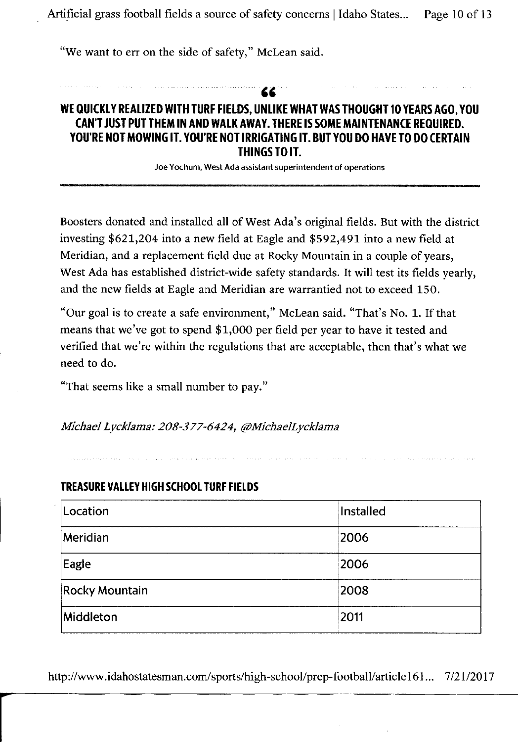"We want to err on the side of safety," McLean said.

> "
> **WE QUICKLY REALIZED WITH TURF FIELDS, UNLIKE WHAT WAS THOUGHT 10 YEARS AGO, YOU CAN'T JUST PUT THEM IN AND WALK AWAY. THERE IS SOME MAINTENANCE REQUIRED. YOU'RE NOT MOWING IT. YOU'RE NOT IRRIGATING IT. BUT YOU DO HAVE TO DO CERTAIN THINGS TO IT.**
>
> Joe Yochum, West Ada assistant superintendent of operations

Boosters donated and installed all of West Ada's original fields. But with the district investing $621,204 into a new field at Eagle and $592,491 into a new field at Meridian, and a replacement field due at Rocky Mountain in a couple of years, West Ada has established district-wide safety standards. It will test its fields yearly, and the new fields at Eagle and Meridian are warrantied not to exceed 150.

"Our goal is to create a safe environment," McLean said. "That's No. 1. If that means that we've got to spend $1,000 per field per year to have it tested and verified that we're within the regulations that are acceptable, then that's what we need to do.

"That seems like a small number to pay."

*Michael Lycklama: 208-377-6424, @MichaelLycklama*

**TREASURE VALLEY HIGH SCHOOL TURF FIELDS**

| Location | Installed |
|---|---|
| Meridian | 2006 |
| Eagle | 2006 |
| Rocky Mountain | 2008 |
| Middleton | 2011 |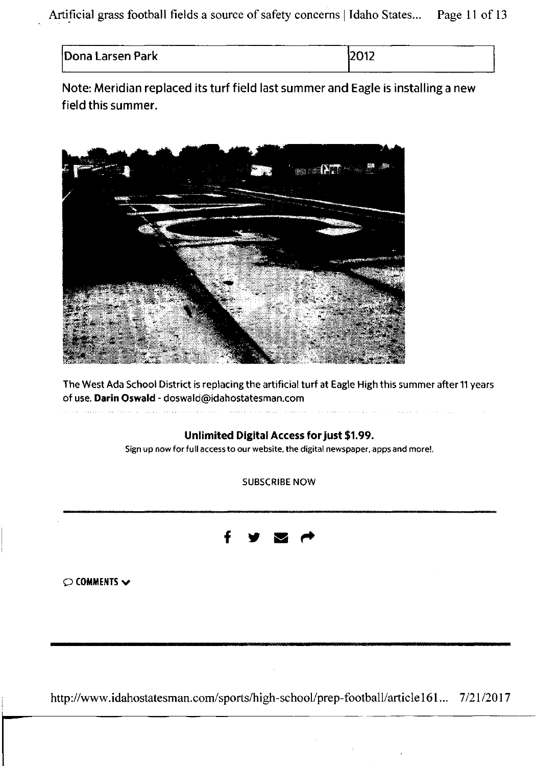| | |
|---|---|
| Dona Larsen Park | 2012 |

**Note: Meridian replaced its turf field last summer and Eagle is installing a new field this summer.**

The West Ada School District is replacing the artificial turf at Eagle High this summer after 11 years of use. **Darin Oswald** - doswald@idahostatesman.com

**Unlimited Digital Access for just $1.99.**

Sign up now for full access to our website, the digital newspaper, apps and more!.

SUBSCRIBE NOW

COMMENTS